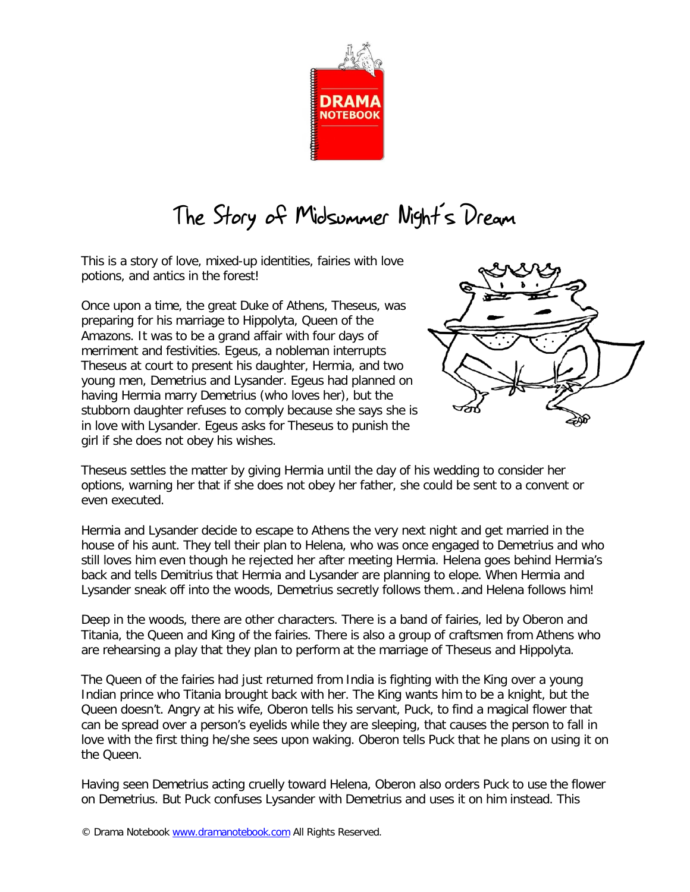# The Story of Midsummer Night's Dream

This is a story of love, mixed-up identities, fairies with love potions, and antics in the forest!

Once upon a time, the great Duke of Athens, Theseus, was preparing for his marriage to Hippolyta, Queen of the Amazons. It was to be a grand affair with four days of merriment and festivities. Egeus, a nobleman interrupts Theseus at court to present his daughter, Hermia, and two young men, Demetrius and Lysander. Egeus had planned on having Hermia marry Demetrius (who loves her), but the stubborn daughter refuses to comply because she says she is in love with Lysander. Egeus asks for Theseus to punish the girl if she does not obey his wishes.

Theseus settles the matter by giving Hermia until the day of his wedding to consider her options, warning her that if she does not obey her father, she could be sent to a convent or even executed.

Hermia and Lysander decide to escape to Athens the very next night and get married in the house of his aunt. They tell their plan to Helena, who was once engaged to Demetrius and who still loves him even though he rejected her after meeting Hermia. Helena goes behind Hermia's back and tells Demitrius that Hermia and Lysander are planning to elope. When Hermia and Lysander sneak off into the woods, Demetrius secretly follows them…and Helena follows him!

Deep in the woods, there are other characters. There is a band of fairies, led by Oberon and Titania, the Queen and King of the fairies. There is also a group of craftsmen from Athens who are rehearsing a play that they plan to perform at the marriage of Theseus and Hippolyta.

The Queen of the fairies had just returned from India is fighting with the King over a young Indian prince who Titania brought back with her. The King wants him to be a knight, but the Queen doesn't. Angry at his wife, Oberon tells his servant, Puck, to find a magical flower that can be spread over a person's eyelids while they are sleeping, that causes the person to fall in love with the first thing he/she sees upon waking. Oberon tells Puck that he plans on using it on the Queen.

Having seen Demetrius acting cruelly toward Helena, Oberon also orders Puck to use the flower on Demetrius. But Puck confuses Lysander with Demetrius and uses it on him instead. This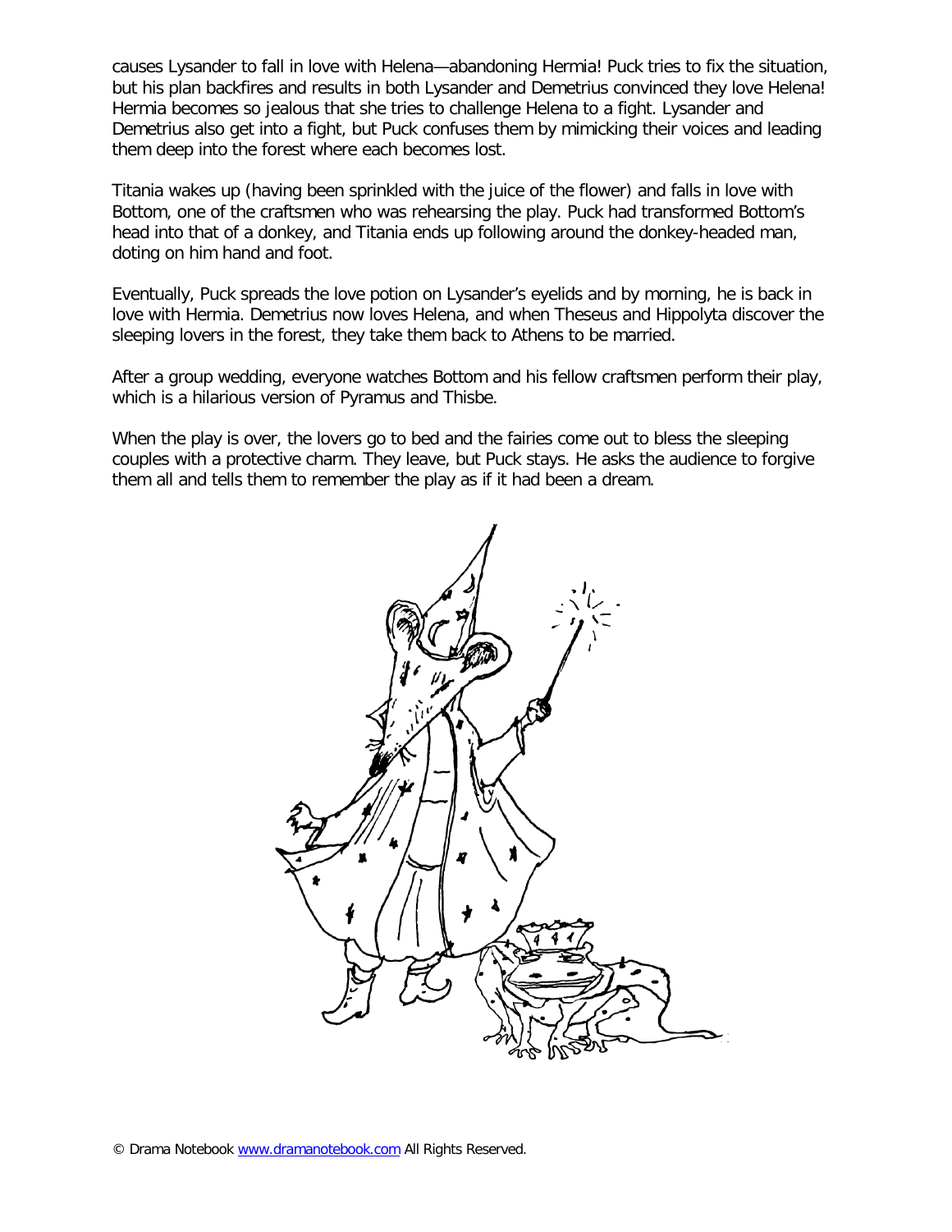causes Lysander to fall in love with Helena—abandoning Hermia! Puck tries to fix the situation, but his plan backfires and results in both Lysander and Demetrius convinced they love Helena! Hermia becomes so jealous that she tries to challenge Helena to a fight. Lysander and Demetrius also get into a fight, but Puck confuses them by mimicking their voices and leading them deep into the forest where each becomes lost.

Titania wakes up (having been sprinkled with the juice of the flower) and falls in love with Bottom, one of the craftsmen who was rehearsing the play. Puck had transformed Bottom's head into that of a donkey, and Titania ends up following around the donkey-headed man, doting on him hand and foot.

Eventually, Puck spreads the love potion on Lysander's eyelids and by morning, he is back in love with Hermia. Demetrius now loves Helena, and when Theseus and Hippolyta discover the sleeping lovers in the forest, they take them back to Athens to be married.

After a group wedding, everyone watches Bottom and his fellow craftsmen perform their play, which is a hilarious version of Pyramus and Thisbe.

When the play is over, the lovers go to bed and the fairies come out to bless the sleeping couples with a protective charm. They leave, but Puck stays. He asks the audience to forgive them all and tells them to remember the play as if it had been a dream.

© Drama Notebook www.dramanotebook.com All Rights Reserved.